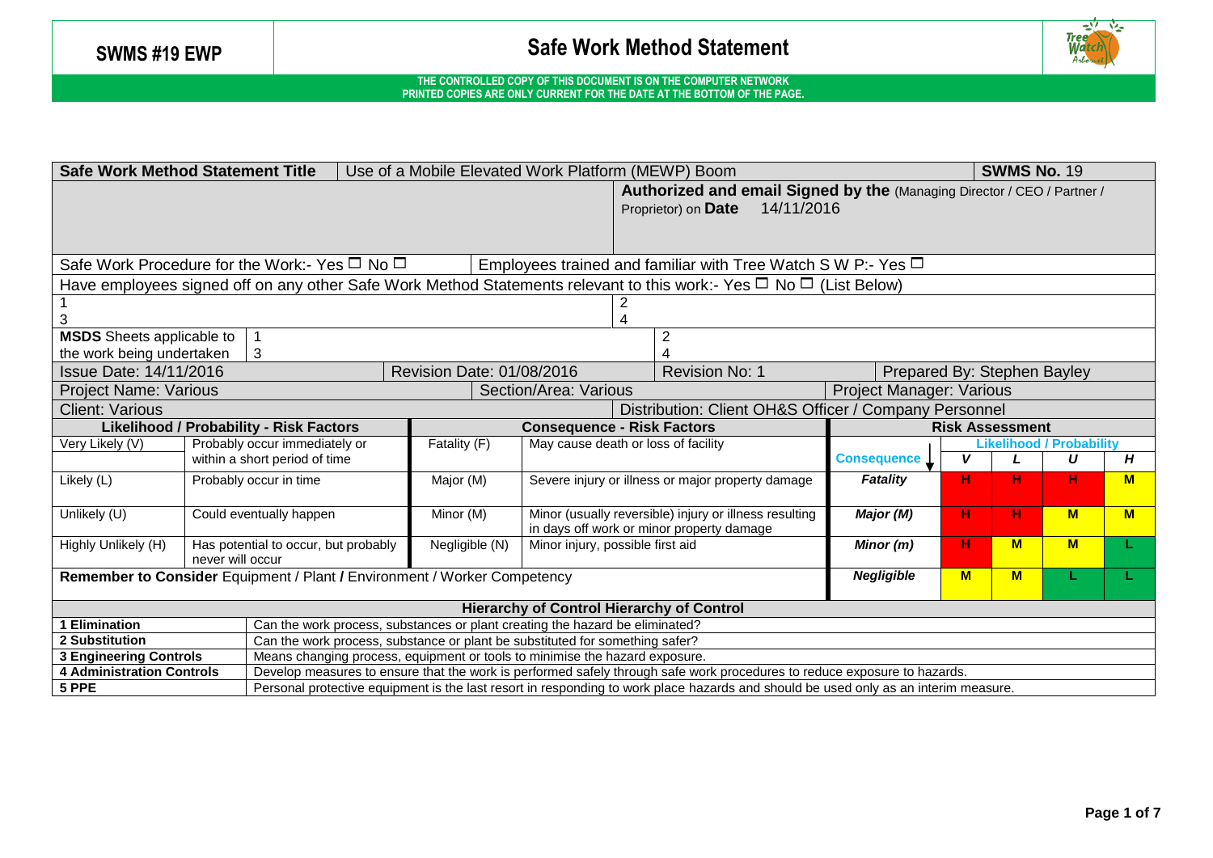# SWMS #19 EWP

# Safe Work Method Statement

**THE CONTROLLED COPY OF THIS DOCUMENT IS ON THE COMPUTER NETWORK**
**PRINTED COPIES ARE ONLY CURRENT FOR THE DATE AT THE BOTTOM OF THE PAGE.**

| **Safe Work Method Statement Title** | Use of a Mobile Elevated Work Platform (MEWP) Boom | **SWMS No.** 19 |
|---|---|---|
| | **Authorized and email Signed by the** (Managing Director / CEO / Partner / Proprietor) on **Date** 14/11/2016 | |
| Safe Work Procedure for the Work:- Yes ☐ No ☐ | Employees trained and familiar with Tree Watch S W P:- Yes ☐ | |

Have employees signed off on any other Safe Work Method Statements relevant to this work:- Yes ☐ No ☐ (List Below)

| | |
|---|---|
| 1 | 2 |
| 3 | 4 |

| **MSDS** Sheets applicable to the work being undertaken | 1 | 2 |
|---|---|---|
| | 3 | 4 |

| Issue Date: 14/11/2016 | Revision Date: 01/08/2016 | Revision No: 1 | Prepared By: Stephen Bayley |
|---|---|---|---|
| Project Name: Various | Section/Area: Various | | Project Manager: Various |
| Client: Various | Distribution: Client OH&S Officer / Company Personnel | | |

| **Likelihood / Probability - Risk Factors** | | **Consequence - Risk Factors** | | **Risk Assessment** | | | | |
|---|---|---|---|---|---|---|---|---|
| | | | | | **Likelihood / Probability** | | | |
| | | | | **Consequence ↓** | ***V*** | ***L*** | ***U*** | ***H*** |
| Very Likely (V) | Probably occur immediately or within a short period of time | Fatality (F) | May cause death or loss of facility | ***Fatality*** | **H** | **H** | **H** | **M** |
| Likely (L) | Probably occur in time | Major (M) | Severe injury or illness or major property damage | ***Major (M)*** | **H** | **H** | **M** | **M** |
| Unlikely (U) | Could eventually happen | Minor (M) | Minor (usually reversible) injury or illness resulting in days off work or minor property damage | ***Minor (m)*** | **H** | **M** | **M** | **L** |
| Highly Unlikely (H) | Has potential to occur, but probably never will occur | Negligible (N) | Minor injury, possible first aid | ***Negligible*** | **M** | **M** | **L** | **L** |

**Remember to Consider** Equipment / Plant **/** Environment / Worker Competency

| **Hierarchy of Control Hierarchy of Control** | |
|---|---|
| **1 Elimination** | Can the work process, substances or plant creating the hazard be eliminated? |
| **2 Substitution** | Can the work process, substance or plant be substituted for something safer? |
| **3 Engineering Controls** | Means changing process, equipment or tools to minimise the hazard exposure. |
| **4 Administration Controls** | Develop measures to ensure that the work is performed safely through safe work procedures to reduce exposure to hazards. |
| **5 PPE** | Personal protective equipment is the last resort in responding to work place hazards and should be used only as an interim measure. |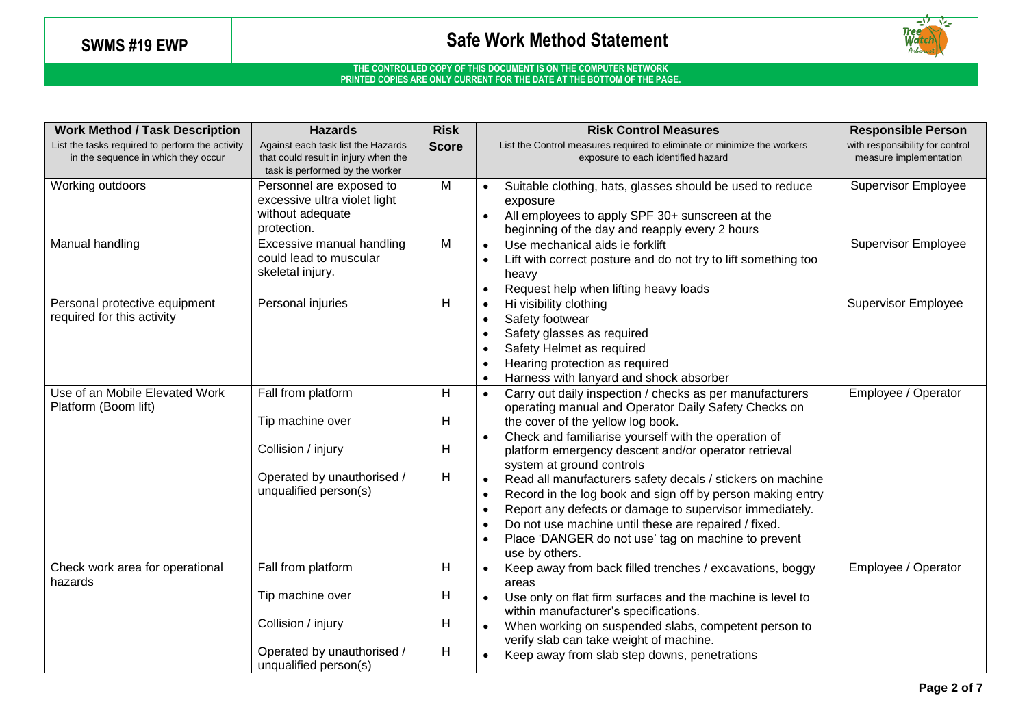# SWMS #19 EWP

## Safe Work Method Statement

**THE CONTROLLED COPY OF THIS DOCUMENT IS ON THE COMPUTER NETWORK**
**PRINTED COPIES ARE ONLY CURRENT FOR THE DATE AT THE BOTTOM OF THE PAGE.**

| **Work Method / Task Description**<br>List the tasks required to perform the activity in the sequence in which they occur | **Hazards**<br>Against each task list the Hazards that could result in injury when the task is performed by the worker | **Risk Score** | **Risk Control Measures**<br>List the Control measures required to eliminate or minimize the workers exposure to each identified hazard | **Responsible Person**<br>with responsibility for control measure implementation |
|---|---|---|---|---|
| Working outdoors | Personnel are exposed to excessive ultra violet light without adequate protection. | M | • Suitable clothing, hats, glasses should be used to reduce exposure<br>• All employees to apply SPF 30+ sunscreen at the beginning of the day and reapply every 2 hours | Supervisor Employee |
| Manual handling | Excessive manual handling could lead to muscular skeletal injury. | M | • Use mechanical aids ie forklift<br>• Lift with correct posture and do not try to lift something too heavy<br>• Request help when lifting heavy loads | Supervisor Employee |
| Personal protective equipment required for this activity | Personal injuries | H | • Hi visibility clothing<br>• Safety footwear<br>• Safety glasses as required<br>• Safety Helmet as required<br>• Hearing protection as required<br>• Harness with lanyard and shock absorber | Supervisor Employee |
| Use of an Mobile Elevated Work Platform (Boom lift) | Fall from platform<br><br>Tip machine over<br><br>Collision / injury<br><br>Operated by unauthorised / unqualified person(s) | H<br><br>H<br><br>H<br><br>H | • Carry out daily inspection / checks as per manufacturers operating manual and Operator Daily Safety Checks on the cover of the yellow log book.<br>• Check and familiarise yourself with the operation of platform emergency descent and/or operator retrieval system at ground controls<br>• Read all manufacturers safety decals / stickers on machine<br>• Record in the log book and sign off by person making entry<br>• Report any defects or damage to supervisor immediately.<br>• Do not use machine until these are repaired / fixed.<br>• Place 'DANGER do not use' tag on machine to prevent use by others. | Employee / Operator |
| Check work area for operational hazards | Fall from platform<br><br>Tip machine over<br><br>Collision / injury<br><br>Operated by unauthorised / unqualified person(s) | H<br><br>H<br><br>H<br><br>H | • Keep away from back filled trenches / excavations, boggy areas<br>• Use only on flat firm surfaces and the machine is level to within manufacturer's specifications.<br>• When working on suspended slabs, competent person to verify slab can take weight of machine.<br>• Keep away from slab step downs, penetrations | Employee / Operator |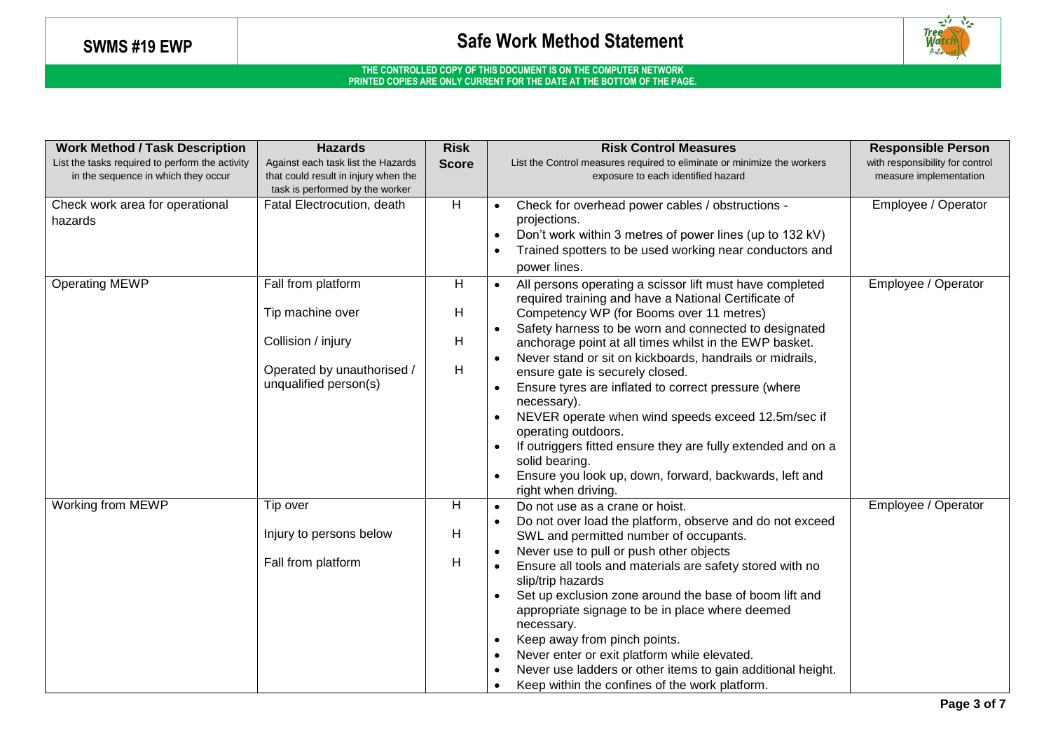**SWMS #19 EWP**

# Safe Work Method Statement

**THE CONTROLLED COPY OF THIS DOCUMENT IS ON THE COMPUTER NETWORK
PRINTED COPIES ARE ONLY CURRENT FOR THE DATE AT THE BOTTOM OF THE PAGE.**

| **Work Method / Task Description**<br>List the tasks required to perform the activity in the sequence in which they occur | **Hazards**<br>Against each task list the Hazards that could result in injury when the task is performed by the worker | **Risk Score** | **Risk Control Measures**<br>List the Control measures required to eliminate or minimize the workers exposure to each identified hazard | **Responsible Person**<br>with responsibility for control measure implementation |
|---|---|---|---|---|
| Check work area for operational hazards | Fatal Electrocution, death | H | • Check for overhead power cables / obstructions - projections.<br>• Don't work within 3 metres of power lines (up to 132 kV)<br>• Trained spotters to be used working near conductors and power lines. | Employee / Operator |
| Operating MEWP | Fall from platform<br><br>Tip machine over<br><br>Collision / injury<br><br>Operated by unauthorised / unqualified person(s) | H<br><br>H<br><br>H<br><br>H | • All persons operating a scissor lift must have completed required training and have a National Certificate of Competency WP (for Booms over 11 metres)<br>• Safety harness to be worn and connected to designated anchorage point at all times whilst in the EWP basket.<br>• Never stand or sit on kickboards, handrails or midrails, ensure gate is securely closed.<br>• Ensure tyres are inflated to correct pressure (where necessary).<br>• NEVER operate when wind speeds exceed 12.5m/sec if operating outdoors.<br>• If outriggers fitted ensure they are fully extended and on a solid bearing.<br>• Ensure you look up, down, forward, backwards, left and right when driving. | Employee / Operator |
| Working from MEWP | Tip over<br><br>Injury to persons below<br><br>Fall from platform | H<br><br>H<br><br>H | • Do not use as a crane or hoist.<br>• Do not over load the platform, observe and do not exceed SWL and permitted number of occupants.<br>• Never use to pull or push other objects<br>• Ensure all tools and materials are safety stored with no slip/trip hazards<br>• Set up exclusion zone around the base of boom lift and appropriate signage to be in place where deemed necessary.<br>• Keep away from pinch points.<br>• Never enter or exit platform while elevated.<br>• Never use ladders or other items to gain additional height.<br>• Keep within the confines of the work platform. | Employee / Operator |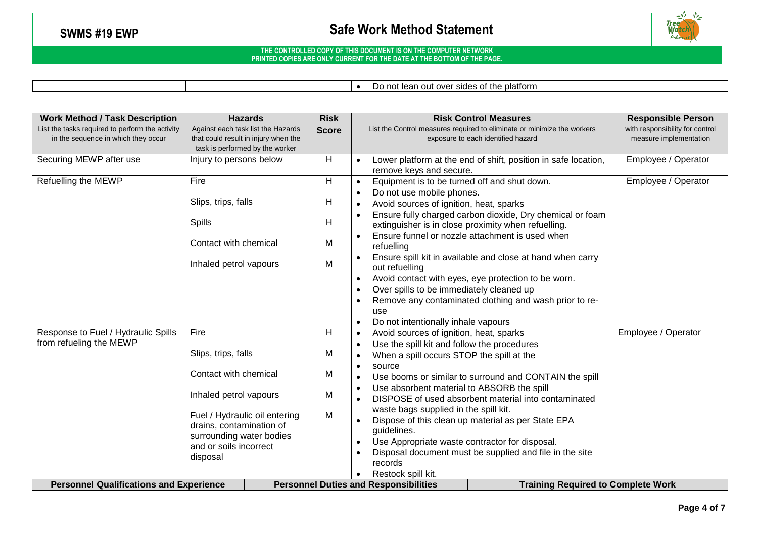| | | | Do not lean out over sides of the platform | |
|---|---|---|---|---|

| Work Method / Task Description<br>List the tasks required to perform the activity in the sequence in which they occur | Hazards<br>Against each task list the Hazards that could result in injury when the task is performed by the worker | Risk Score | Risk Control Measures<br>List the Control measures required to eliminate or minimize the workers exposure to each identified hazard | Responsible Person<br>with responsibility for control measure implementation |
|---|---|---|---|---|
| Securing MEWP after use | Injury to persons below | H | • Lower platform at the end of shift, position in safe location, remove keys and secure. | Employee / Operator |
| Refuelling the MEWP | Fire<br><br>Slips, trips, falls<br><br>Spills<br><br>Contact with chemical<br><br>Inhaled petrol vapours | H<br><br>H<br><br>H<br><br>M<br><br>M | • Equipment is to be turned off and shut down.<br>• Do not use mobile phones.<br>• Avoid sources of ignition, heat, sparks<br>• Ensure fully charged carbon dioxide, Dry chemical or foam extinguisher is in close proximity when refuelling.<br>• Ensure funnel or nozzle attachment is used when refuelling<br>• Ensure spill kit in available and close at hand when carry out refuelling<br>• Avoid contact with eyes, eye protection to be worn.<br>• Over spills to be immediately cleaned up<br>• Remove any contaminated clothing and wash prior to re-use<br>• Do not intentionally inhale vapours | Employee / Operator |
| Response to Fuel / Hydraulic Spills from refueling the MEWP | Fire<br><br>Slips, trips, falls<br><br>Contact with chemical<br><br>Inhaled petrol vapours<br><br>Fuel / Hydraulic oil entering drains, contamination of surrounding water bodies and or soils incorrect disposal | H<br><br>M<br><br>M<br><br>M<br><br>M | • Avoid sources of ignition, heat, sparks<br>• Use the spill kit and follow the procedures<br>• When a spill occurs STOP the spill at the<br>• source<br>• Use booms or similar to surround and CONTAIN the spill<br>• Use absorbent material to ABSORB the spill<br>• DISPOSE of used absorbent material into contaminated waste bags supplied in the spill kit.<br>• Dispose of this clean up material as per State EPA guidelines.<br>• Use Appropriate waste contractor for disposal.<br>• Disposal document must be supplied and file in the site records<br>• Restock spill kit. | Employee / Operator |

| Personnel Qualifications and Experience | Personnel Duties and Responsibilities | Training Required to Complete Work |
|---|---|---|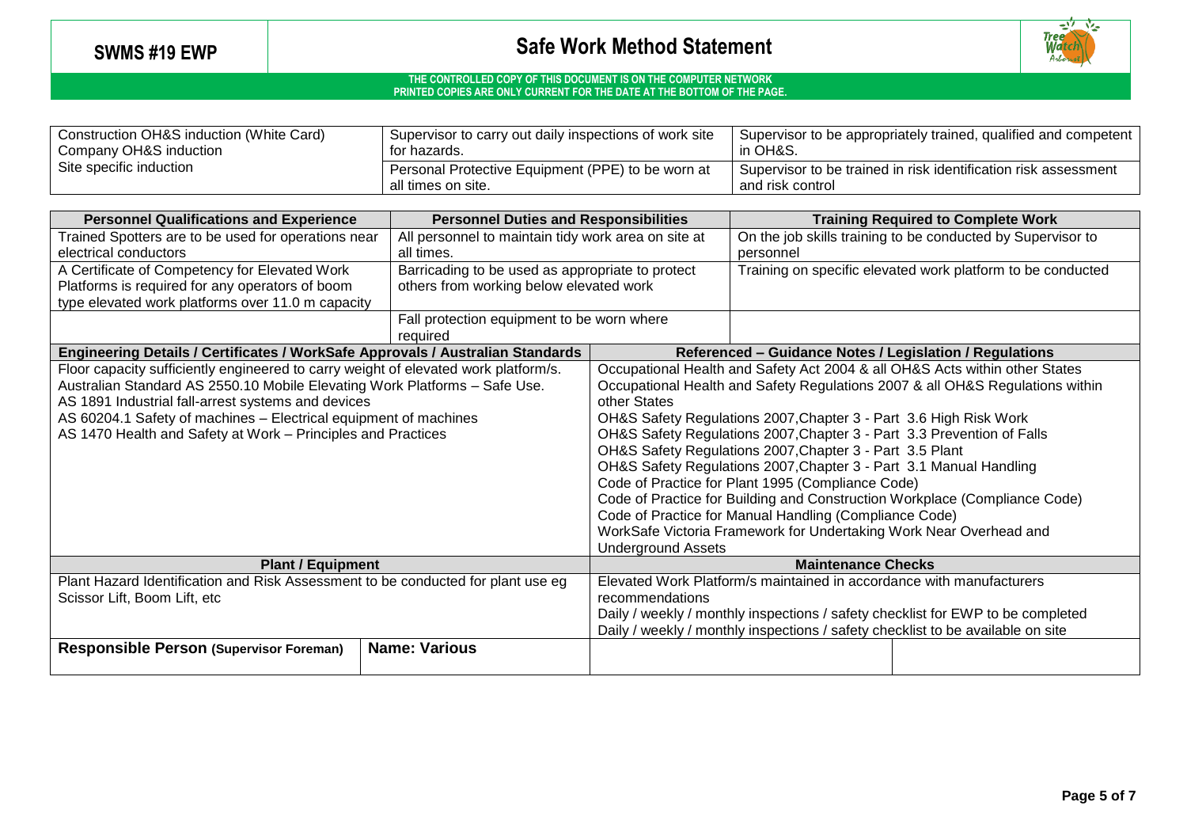| Construction OH&S induction (White Card)<br>Company OH&S induction<br>Site specific induction | Supervisor to carry out daily inspections of work site for hazards. | Supervisor to be appropriately trained, qualified and competent in OH&S. |
|---|---|---|
| | Personal Protective Equipment (PPE) to be worn at all times on site. | Supervisor to be trained in risk identification risk assessment and risk control |

| Personnel Qualifications and Experience | Personnel Duties and Responsibilities | Training Required to Complete Work |
|---|---|---|
| Trained Spotters are to be used for operations near electrical conductors | All personnel to maintain tidy work area on site at all times. | On the job skills training to be conducted by Supervisor to personnel |
| A Certificate of Competency for Elevated Work Platforms is required for any operators of boom type elevated work platforms over 11.0 m capacity | Barricading to be used as appropriate to protect others from working below elevated work | Training on specific elevated work platform to be conducted |
| | Fall protection equipment to be worn where required | |

| Engineering Details / Certificates / WorkSafe Approvals / Australian Standards | Referenced – Guidance Notes / Legislation / Regulations |
|---|---|
| Floor capacity sufficiently engineered to carry weight of elevated work platform/s.<br>Australian Standard AS 2550.10 Mobile Elevating Work Platforms – Safe Use.<br>AS 1891 Industrial fall-arrest systems and devices<br>AS 60204.1 Safety of machines – Electrical equipment of machines<br>AS 1470 Health and Safety at Work – Principles and Practices | Occupational Health and Safety Act 2004 & all OH&S Acts within other States<br>Occupational Health and Safety Regulations 2007 & all OH&S Regulations within other States<br>OH&S Safety Regulations 2007,Chapter 3 - Part 3.6 High Risk Work<br>OH&S Safety Regulations 2007,Chapter 3 - Part 3.3 Prevention of Falls<br>OH&S Safety Regulations 2007,Chapter 3 - Part 3.5 Plant<br>OH&S Safety Regulations 2007,Chapter 3 - Part 3.1 Manual Handling<br>Code of Practice for Plant 1995 (Compliance Code)<br>Code of Practice for Building and Construction Workplace (Compliance Code)<br>Code of Practice for Manual Handling (Compliance Code)<br>WorkSafe Victoria Framework for Undertaking Work Near Overhead and Underground Assets |

| Plant / Equipment | Maintenance Checks |
|---|---|
| Plant Hazard Identification and Risk Assessment to be conducted for plant use eg Scissor Lift, Boom Lift, etc | Elevated Work Platform/s maintained in accordance with manufacturers recommendations<br>Daily / weekly / monthly inspections / safety checklist for EWP to be completed<br>Daily / weekly / monthly inspections / safety checklist to be available on site |

| **Responsible Person (Supervisor Foreman)** | **Name: Various** | | |
|---|---|---|---|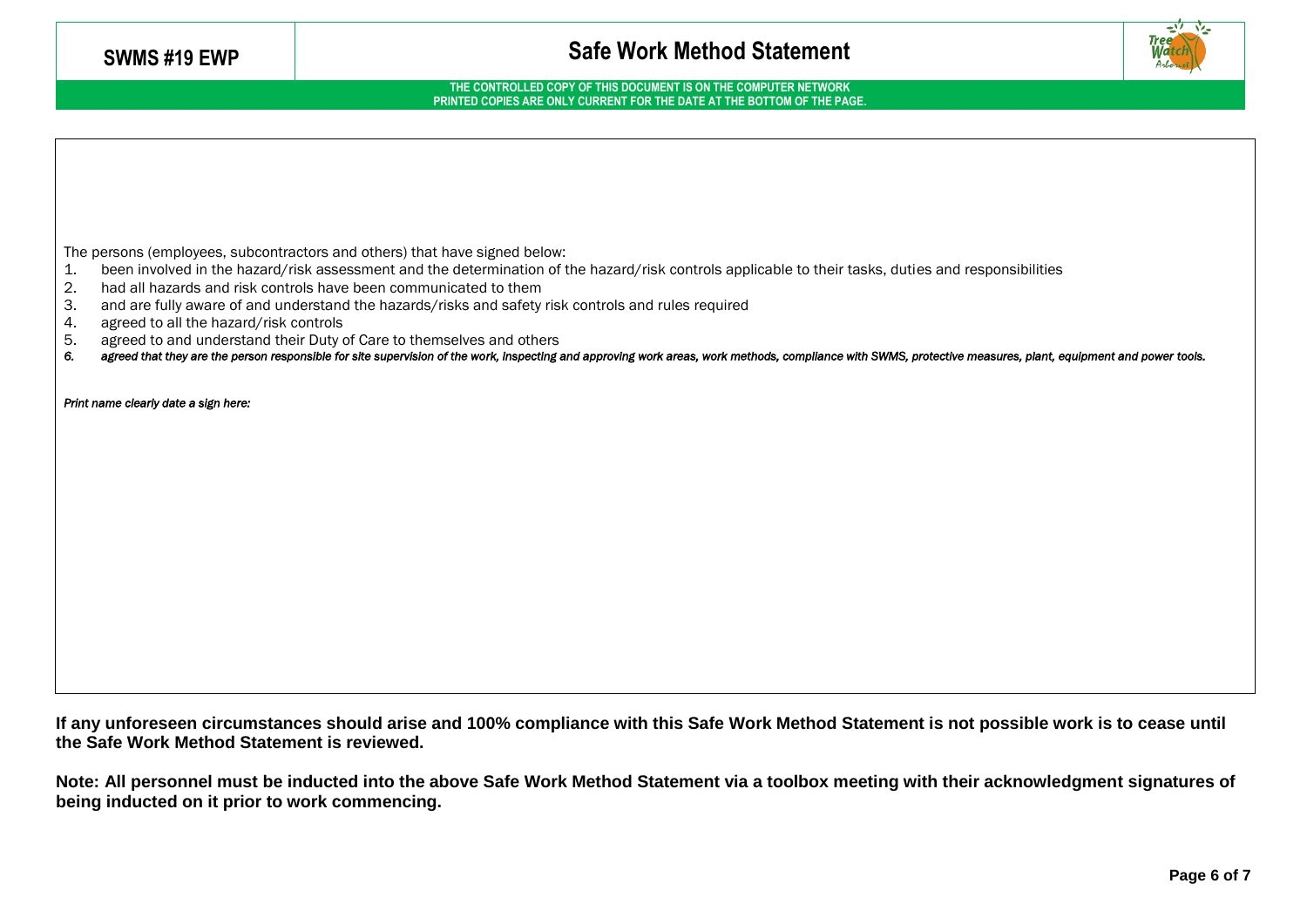The persons (employees, subcontractors and others) that have signed below:

1. been involved in the hazard/risk assessment and the determination of the hazard/risk controls applicable to their tasks, duties and responsibilities
2. had all hazards and risk controls have been communicated to them
3. and are fully aware of and understand the hazards/risks and safety risk controls and rules required
4. agreed to all the hazard/risk controls
5. agreed to and understand their Duty of Care to themselves and others
6. *agreed that they are the person responsible for site supervision of the work, inspecting and approving work areas, work methods, compliance with SWMS, protective measures, plant, equipment and power tools.*

*Print name clearly date a sign here:*

**If any unforeseen circumstances should arise and 100% compliance with this Safe Work Method Statement is not possible work is to cease until the Safe Work Method Statement is reviewed.**

**Note: All personnel must be inducted into the above Safe Work Method Statement via a toolbox meeting with their acknowledgment signatures of being inducted on it prior to work commencing.**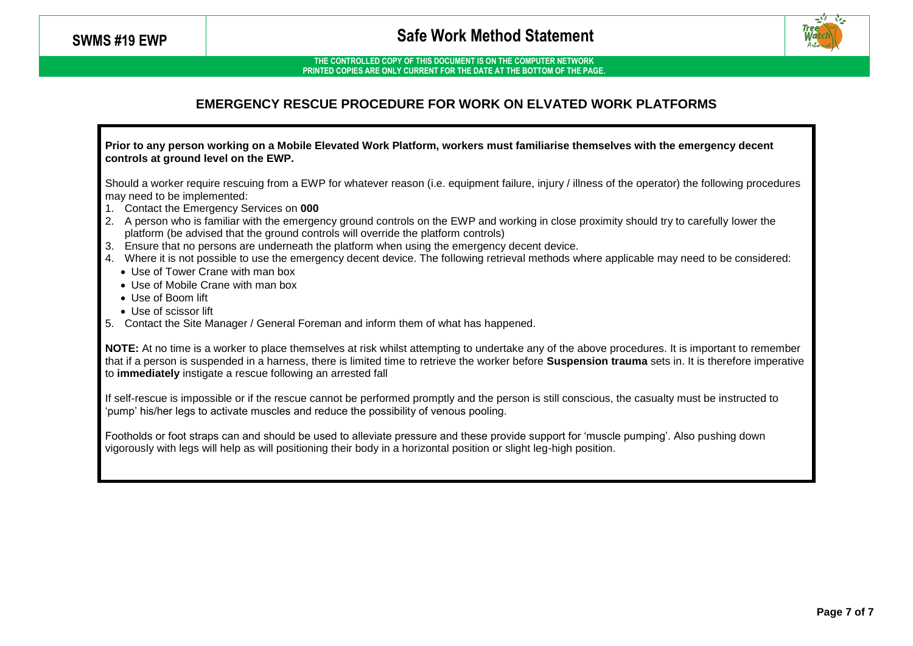# EMERGENCY RESCUE PROCEDURE FOR WORK ON ELVATED WORK PLATFORMS

**Prior to any person working on a Mobile Elevated Work Platform, workers must familiarise themselves with the emergency decent controls at ground level on the EWP.**

Should a worker require rescuing from a EWP for whatever reason (i.e. equipment failure, injury / illness of the operator) the following procedures may need to be implemented:

1. Contact the Emergency Services on **000**
2. A person who is familiar with the emergency ground controls on the EWP and working in close proximity should try to carefully lower the platform (be advised that the ground controls will override the platform controls)
3. Ensure that no persons are underneath the platform when using the emergency decent device.
4. Where it is not possible to use the emergency decent device. The following retrieval methods where applicable may need to be considered:
   - Use of Tower Crane with man box
   - Use of Mobile Crane with man box
   - Use of Boom lift
   - Use of scissor lift
5. Contact the Site Manager / General Foreman and inform them of what has happened.

**NOTE:** At no time is a worker to place themselves at risk whilst attempting to undertake any of the above procedures. It is important to remember that if a person is suspended in a harness, there is limited time to retrieve the worker before **Suspension trauma** sets in. It is therefore imperative to **immediately** instigate a rescue following an arrested fall

If self-rescue is impossible or if the rescue cannot be performed promptly and the person is still conscious, the casualty must be instructed to 'pump' his/her legs to activate muscles and reduce the possibility of venous pooling.

Footholds or foot straps can and should be used to alleviate pressure and these provide support for 'muscle pumping'. Also pushing down vigorously with legs will help as will positioning their body in a horizontal position or slight leg-high position.